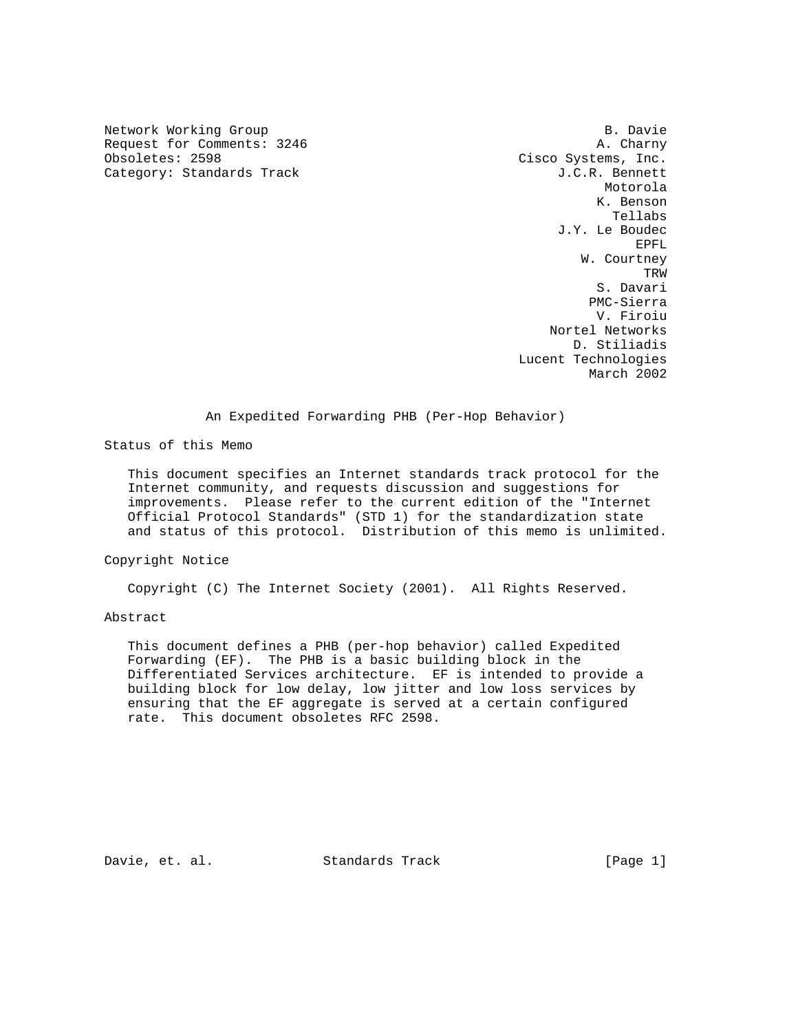Network Working Group
Request for Comments: 3246
Obsoletes: 2598
Category: Standards Track

B. Davie
A. Charny
Cisco Systems, Inc.
J.C.R. Bennett
Motorola
K. Benson
Tellabs
J.Y. Le Boudec
EPFL
W. Courtney
TRW
S. Davari
PMC-Sierra
V. Firoiu
Nortel Networks
D. Stiliadis
Lucent Technologies
March 2002

# An Expedited Forwarding PHB (Per-Hop Behavior)

## Status of this Memo

This document specifies an Internet standards track protocol for the Internet community, and requests discussion and suggestions for improvements. Please refer to the current edition of the "Internet Official Protocol Standards" (STD 1) for the standardization state and status of this protocol. Distribution of this memo is unlimited.

## Copyright Notice

Copyright (C) The Internet Society (2001). All Rights Reserved.

## Abstract

This document defines a PHB (per-hop behavior) called Expedited Forwarding (EF). The PHB is a basic building block in the Differentiated Services architecture. EF is intended to provide a building block for low delay, low jitter and low loss services by ensuring that the EF aggregate is served at a certain configured rate. This document obsoletes RFC 2598.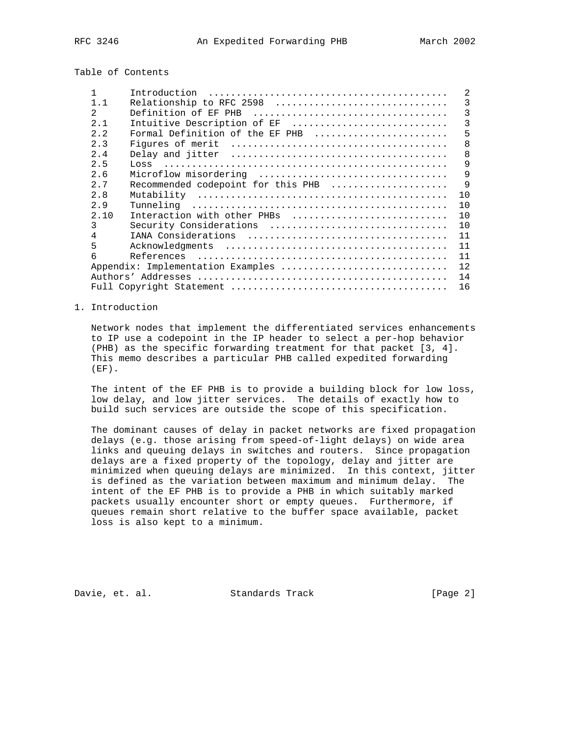Table of Contents

| | | |
|---|---|---|
| 1 | Introduction | 2 |
| 1.1 | Relationship to RFC 2598 | 3 |
| 2 | Definition of EF PHB | 3 |
| 2.1 | Intuitive Description of EF | 3 |
| 2.2 | Formal Definition of the EF PHB | 5 |
| 2.3 | Figures of merit | 8 |
| 2.4 | Delay and jitter | 8 |
| 2.5 | Loss | 9 |
| 2.6 | Microflow misordering | 9 |
| 2.7 | Recommended codepoint for this PHB | 9 |
| 2.8 | Mutability | 10 |
| 2.9 | Tunneling | 10 |
| 2.10 | Interaction with other PHBs | 10 |
| 3 | Security Considerations | 10 |
| 4 | IANA Considerations | 11 |
| 5 | Acknowledgments | 11 |
| 6 | References | 11 |
| | Appendix: Implementation Examples | 12 |
| | Authors' Addresses | 14 |
| | Full Copyright Statement | 16 |

# 1. Introduction

Network nodes that implement the differentiated services enhancements to IP use a codepoint in the IP header to select a per-hop behavior (PHB) as the specific forwarding treatment for that packet [3, 4]. This memo describes a particular PHB called expedited forwarding (EF).

The intent of the EF PHB is to provide a building block for low loss, low delay, and low jitter services. The details of exactly how to build such services are outside the scope of this specification.

The dominant causes of delay in packet networks are fixed propagation delays (e.g. those arising from speed-of-light delays) on wide area links and queuing delays in switches and routers. Since propagation delays are a fixed property of the topology, delay and jitter are minimized when queuing delays are minimized. In this context, jitter is defined as the variation between maximum and minimum delay. The intent of the EF PHB is to provide a PHB in which suitably marked packets usually encounter short or empty queues. Furthermore, if queues remain short relative to the buffer space available, packet loss is also kept to a minimum.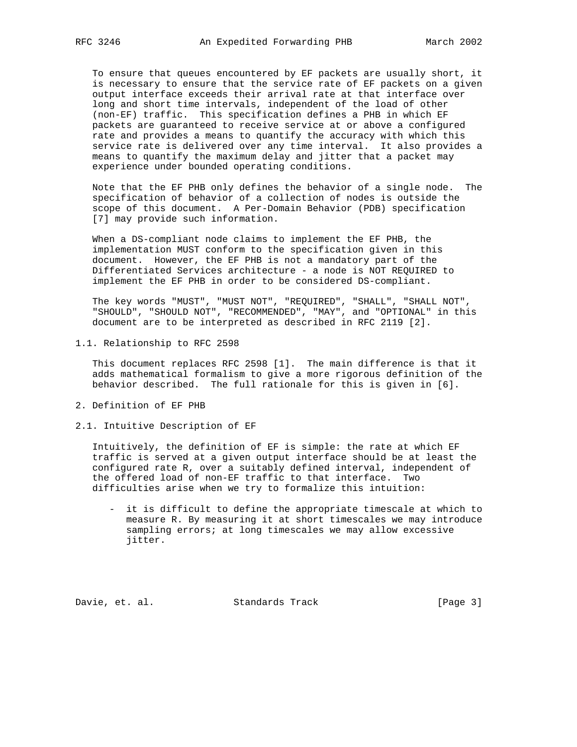To ensure that queues encountered by EF packets are usually short, it is necessary to ensure that the service rate of EF packets on a given output interface exceeds their arrival rate at that interface over long and short time intervals, independent of the load of other (non-EF) traffic. This specification defines a PHB in which EF packets are guaranteed to receive service at or above a configured rate and provides a means to quantify the accuracy with which this service rate is delivered over any time interval. It also provides a means to quantify the maximum delay and jitter that a packet may experience under bounded operating conditions.

Note that the EF PHB only defines the behavior of a single node. The specification of behavior of a collection of nodes is outside the scope of this document. A Per-Domain Behavior (PDB) specification [7] may provide such information.

When a DS-compliant node claims to implement the EF PHB, the implementation MUST conform to the specification given in this document. However, the EF PHB is not a mandatory part of the Differentiated Services architecture - a node is NOT REQUIRED to implement the EF PHB in order to be considered DS-compliant.

The key words "MUST", "MUST NOT", "REQUIRED", "SHALL", "SHALL NOT", "SHOULD", "SHOULD NOT", "RECOMMENDED", "MAY", and "OPTIONAL" in this document are to be interpreted as described in RFC 2119 [2].

### 1.1. Relationship to RFC 2598

This document replaces RFC 2598 [1]. The main difference is that it adds mathematical formalism to give a more rigorous definition of the behavior described. The full rationale for this is given in [6].

## 2. Definition of EF PHB

### 2.1. Intuitive Description of EF

Intuitively, the definition of EF is simple: the rate at which EF traffic is served at a given output interface should be at least the configured rate R, over a suitably defined interval, independent of the offered load of non-EF traffic to that interface. Two difficulties arise when we try to formalize this intuition:

- it is difficult to define the appropriate timescale at which to measure R. By measuring it at short timescales we may introduce sampling errors; at long timescales we may allow excessive jitter.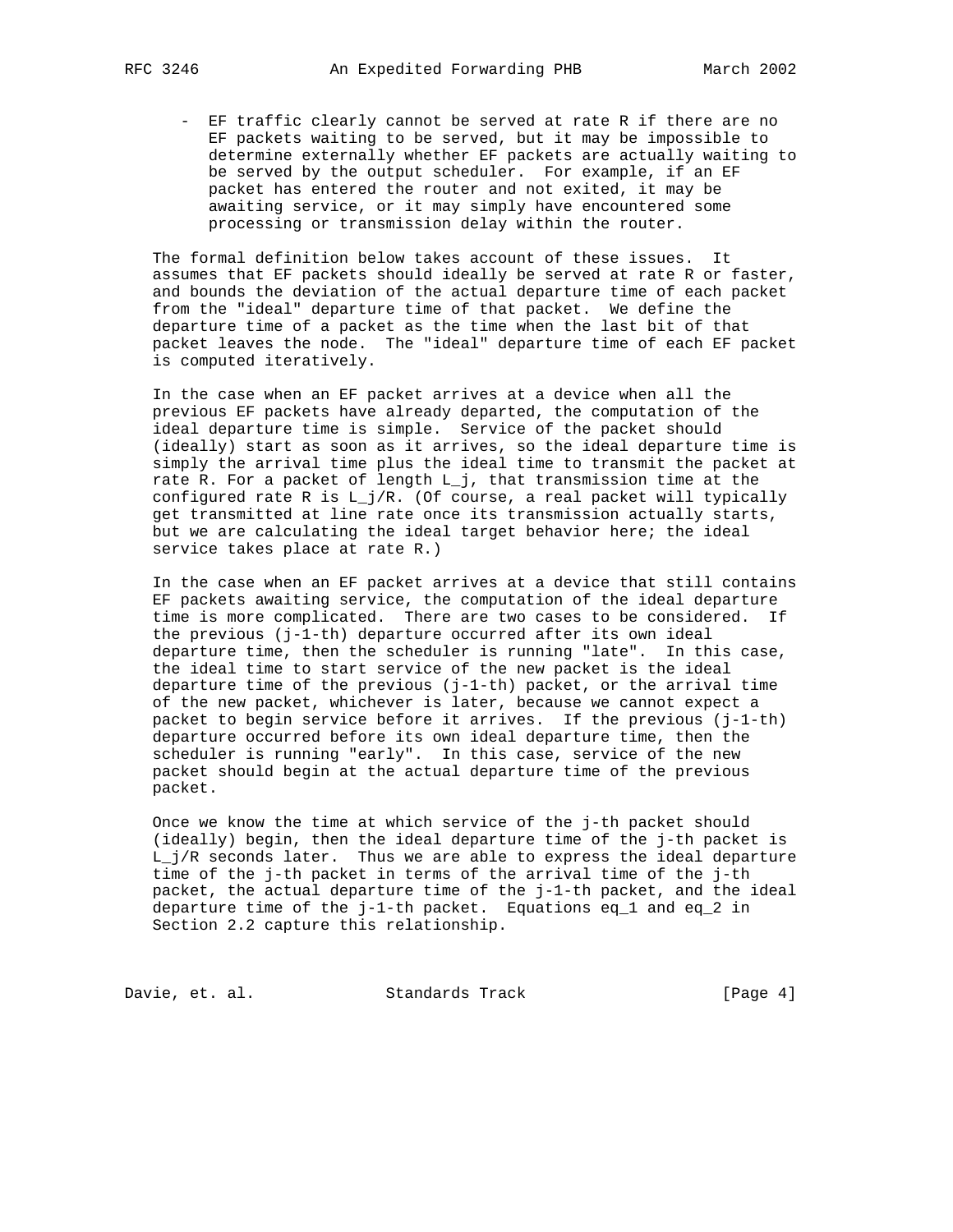- EF traffic clearly cannot be served at rate R if there are no EF packets waiting to be served, but it may be impossible to determine externally whether EF packets are actually waiting to be served by the output scheduler. For example, if an EF packet has entered the router and not exited, it may be awaiting service, or it may simply have encountered some processing or transmission delay within the router.

The formal definition below takes account of these issues. It assumes that EF packets should ideally be served at rate R or faster, and bounds the deviation of the actual departure time of each packet from the "ideal" departure time of that packet. We define the departure time of a packet as the time when the last bit of that packet leaves the node. The "ideal" departure time of each EF packet is computed iteratively.

In the case when an EF packet arrives at a device when all the previous EF packets have already departed, the computation of the ideal departure time is simple. Service of the packet should (ideally) start as soon as it arrives, so the ideal departure time is simply the arrival time plus the ideal time to transmit the packet at rate R. For a packet of length $L_j$, that transmission time at the configured rate R is $L_j/R$. (Of course, a real packet will typically get transmitted at line rate once its transmission actually starts, but we are calculating the ideal target behavior here; the ideal service takes place at rate R.)

In the case when an EF packet arrives at a device that still contains EF packets awaiting service, the computation of the ideal departure time is more complicated. There are two cases to be considered. If the previous (j-1-th) departure occurred after its own ideal departure time, then the scheduler is running "late". In this case, the ideal time to start service of the new packet is the ideal departure time of the previous (j-1-th) packet, or the arrival time of the new packet, whichever is later, because we cannot expect a packet to begin service before it arrives. If the previous (j-1-th) departure occurred before its own ideal departure time, then the scheduler is running "early". In this case, service of the new packet should begin at the actual departure time of the previous packet.

Once we know the time at which service of the j-th packet should (ideally) begin, then the ideal departure time of the j-th packet is $L_j/R$ seconds later. Thus we are able to express the ideal departure time of the j-th packet in terms of the arrival time of the j-th packet, the actual departure time of the j-1-th packet, and the ideal departure time of the j-1-th packet. Equations eq_1 and eq_2 in Section 2.2 capture this relationship.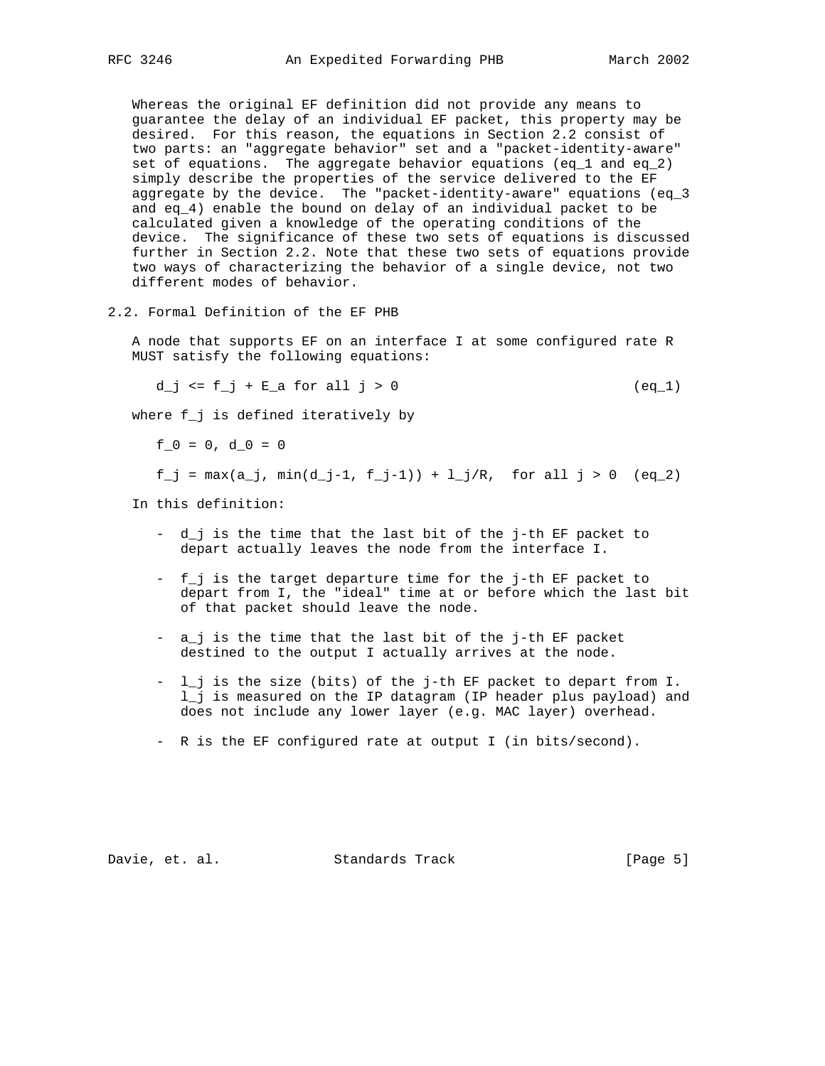Whereas the original EF definition did not provide any means to guarantee the delay of an individual EF packet, this property may be desired. For this reason, the equations in Section 2.2 consist of two parts: an "aggregate behavior" set and a "packet-identity-aware" set of equations. The aggregate behavior equations (eq_1 and eq_2) simply describe the properties of the service delivered to the EF aggregate by the device. The "packet-identity-aware" equations (eq_3 and eq_4) enable the bound on delay of an individual packet to be calculated given a knowledge of the operating conditions of the device. The significance of these two sets of equations is discussed further in Section 2.2. Note that these two sets of equations provide two ways of characterizing the behavior of a single device, not two different modes of behavior.

## 2.2. Formal Definition of the EF PHB

A node that supports EF on an interface I at some configured rate R MUST satisfy the following equations:

$$d_j \le f_j + E_a \text{ for all } j > 0 \qquad \text{(eq\_1)}$$

where $f_j$ is defined iteratively by

$$f_0 = 0, \; d_0 = 0$$

$$f_j = \max(a_j, \min(d_{j-1}, f_{j-1})) + l_j/R, \text{ for all } j > 0 \qquad \text{(eq\_2)}$$

In this definition:

- $d_j$ is the time that the last bit of the j-th EF packet to depart actually leaves the node from the interface I.
- $f_j$ is the target departure time for the j-th EF packet to depart from I, the "ideal" time at or before which the last bit of that packet should leave the node.
- $a_j$ is the time that the last bit of the j-th EF packet destined to the output I actually arrives at the node.
- $l_j$ is the size (bits) of the j-th EF packet to depart from I. $l_j$ is measured on the IP datagram (IP header plus payload) and does not include any lower layer (e.g. MAC layer) overhead.
- R is the EF configured rate at output I (in bits/second).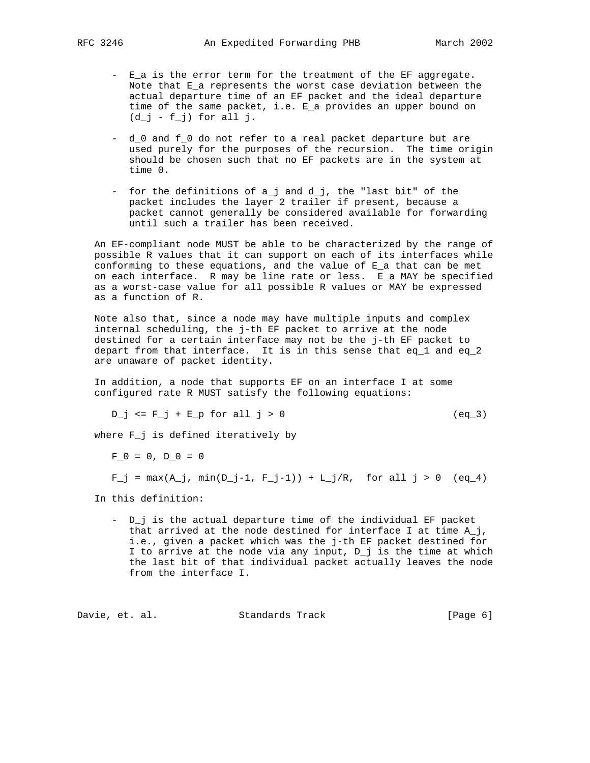- $E_a$ is the error term for the treatment of the EF aggregate. Note that $E_a$ represents the worst case deviation between the actual departure time of an EF packet and the ideal departure time of the same packet, i.e. $E_a$ provides an upper bound on $(d_j - f_j)$ for all j.

- $d_0$ and $f_0$ do not refer to a real packet departure but are used purely for the purposes of the recursion. The time origin should be chosen such that no EF packets are in the system at time 0.

- for the definitions of $a_j$ and $d_j$, the "last bit" of the packet includes the layer 2 trailer if present, because a packet cannot generally be considered available for forwarding until such a trailer has been received.

An EF-compliant node MUST be able to be characterized by the range of possible R values that it can support on each of its interfaces while conforming to these equations, and the value of $E_a$ that can be met on each interface. R may be line rate or less. $E_a$ MAY be specified as a worst-case value for all possible R values or MAY be expressed as a function of R.

Note also that, since a node may have multiple inputs and complex internal scheduling, the j-th EF packet to arrive at the node destined for a certain interface may not be the j-th EF packet to depart from that interface. It is in this sense that eq_1 and eq_2 are unaware of packet identity.

In addition, a node that supports EF on an interface I at some configured rate R MUST satisfy the following equations:

$$D_j \le F_j + E_p \text{ for all } j > 0 \qquad \text{(eq\_3)}$$

where $F_j$ is defined iteratively by

$$F_0 = 0, D_0 = 0$$

$$F_j = \max(A_j, \min(D_{j-1}, F_{j-1})) + L_j/R, \text{ for all } j > 0 \qquad \text{(eq\_4)}$$

In this definition:

- $D_j$ is the actual departure time of the individual EF packet that arrived at the node destined for interface I at time $A_j$, i.e., given a packet which was the j-th EF packet destined for I to arrive at the node via any input, $D_j$ is the time at which the last bit of that individual packet actually leaves the node from the interface I.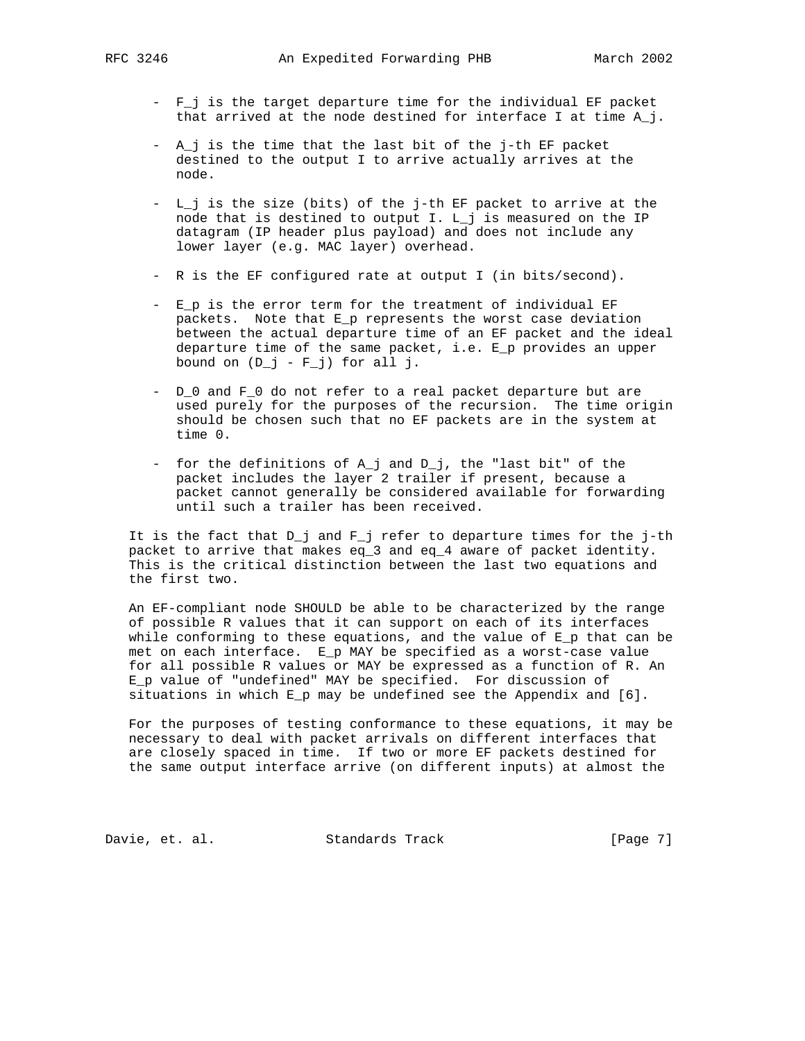- $F_j$ is the target departure time for the individual EF packet that arrived at the node destined for interface I at time $A_j$.

- $A_j$ is the time that the last bit of the j-th EF packet destined to the output I to arrive actually arrives at the node.

- $L_j$ is the size (bits) of the j-th EF packet to arrive at the node that is destined to output I. $L_j$ is measured on the IP datagram (IP header plus payload) and does not include any lower layer (e.g. MAC layer) overhead.

- R is the EF configured rate at output I (in bits/second).

- $E_p$ is the error term for the treatment of individual EF packets. Note that $E_p$ represents the worst case deviation between the actual departure time of an EF packet and the ideal departure time of the same packet, i.e. $E_p$ provides an upper bound on $(D_j - F_j)$ for all j.

- $D_0$ and $F_0$ do not refer to a real packet departure but are used purely for the purposes of the recursion. The time origin should be chosen such that no EF packets are in the system at time 0.

- for the definitions of $A_j$ and $D_j$, the "last bit" of the packet includes the layer 2 trailer if present, because a packet cannot generally be considered available for forwarding until such a trailer has been received.

It is the fact that $D_j$ and $F_j$ refer to departure times for the j-th packet to arrive that makes eq_3 and eq_4 aware of packet identity. This is the critical distinction between the last two equations and the first two.

An EF-compliant node SHOULD be able to be characterized by the range of possible R values that it can support on each of its interfaces while conforming to these equations, and the value of $E_p$ that can be met on each interface. $E_p$ MAY be specified as a worst-case value for all possible R values or MAY be expressed as a function of R. An $E_p$ value of "undefined" MAY be specified. For discussion of situations in which $E_p$ may be undefined see the Appendix and [6].

For the purposes of testing conformance to these equations, it may be necessary to deal with packet arrivals on different interfaces that are closely spaced in time. If two or more EF packets destined for the same output interface arrive (on different inputs) at almost the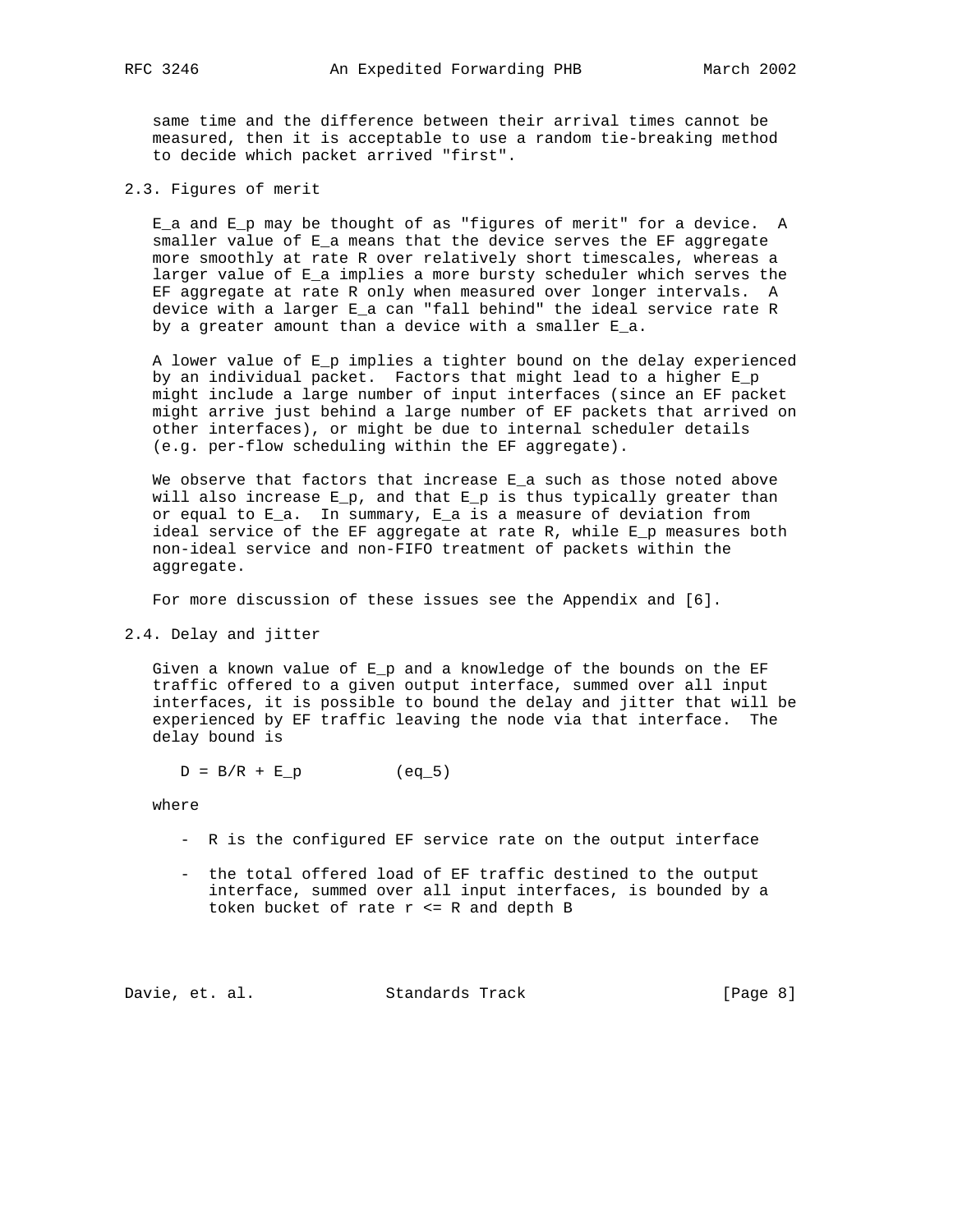same time and the difference between their arrival times cannot be measured, then it is acceptable to use a random tie-breaking method to decide which packet arrived "first".

## 2.3. Figures of merit

$E_a$ and $E_p$ may be thought of as "figures of merit" for a device. A smaller value of $E_a$ means that the device serves the EF aggregate more smoothly at rate R over relatively short timescales, whereas a larger value of $E_a$ implies a more bursty scheduler which serves the EF aggregate at rate R only when measured over longer intervals. A device with a larger $E_a$ can "fall behind" the ideal service rate R by a greater amount than a device with a smaller $E_a$.

A lower value of $E_p$ implies a tighter bound on the delay experienced by an individual packet. Factors that might lead to a higher $E_p$ might include a large number of input interfaces (since an EF packet might arrive just behind a large number of EF packets that arrived on other interfaces), or might be due to internal scheduler details (e.g. per-flow scheduling within the EF aggregate).

We observe that factors that increase $E_a$ such as those noted above will also increase $E_p$, and that $E_p$ is thus typically greater than or equal to $E_a$. In summary, $E_a$ is a measure of deviation from ideal service of the EF aggregate at rate R, while $E_p$ measures both non-ideal service and non-FIFO treatment of packets within the aggregate.

For more discussion of these issues see the Appendix and [6].

## 2.4. Delay and jitter

Given a known value of $E_p$ and a knowledge of the bounds on the EF traffic offered to a given output interface, summed over all input interfaces, it is possible to bound the delay and jitter that will be experienced by EF traffic leaving the node via that interface. The delay bound is

$$D = B/R + E_p \qquad \text{(eq\_5)}$$

where

- R is the configured EF service rate on the output interface
- the total offered load of EF traffic destined to the output interface, summed over all input interfaces, is bounded by a token bucket of rate $r \le R$ and depth B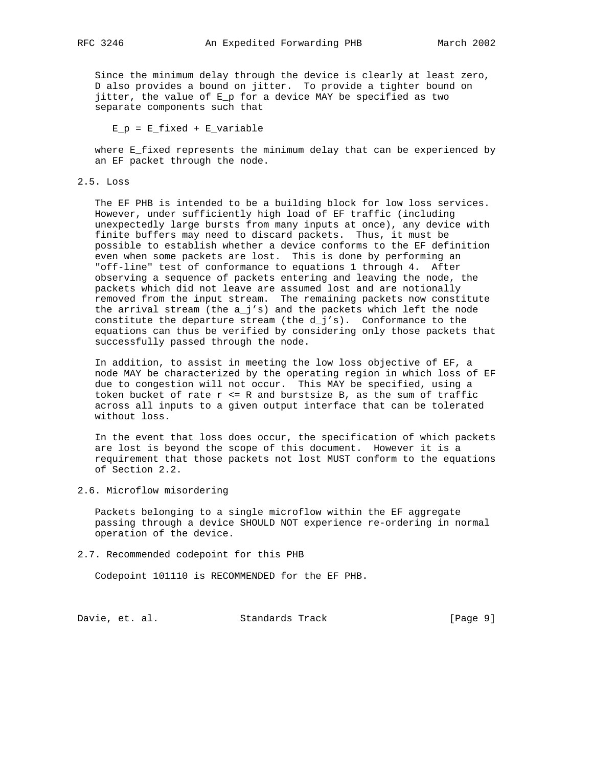Since the minimum delay through the device is clearly at least zero, D also provides a bound on jitter. To provide a tighter bound on jitter, the value of $E_p$ for a device MAY be specified as two separate components such that

$$E_p = E_{fixed} + E_{variable}$$

where $E_{fixed}$ represents the minimum delay that can be experienced by an EF packet through the node.

## 2.5. Loss

The EF PHB is intended to be a building block for low loss services. However, under sufficiently high load of EF traffic (including unexpectedly large bursts from many inputs at once), any device with finite buffers may need to discard packets. Thus, it must be possible to establish whether a device conforms to the EF definition even when some packets are lost. This is done by performing an "off-line" test of conformance to equations 1 through 4. After observing a sequence of packets entering and leaving the node, the packets which did not leave are assumed lost and are notionally removed from the input stream. The remaining packets now constitute the arrival stream (the $a_j$'s) and the packets which left the node constitute the departure stream (the $d_j$'s). Conformance to the equations can thus be verified by considering only those packets that successfully passed through the node.

In addition, to assist in meeting the low loss objective of EF, a node MAY be characterized by the operating region in which loss of EF due to congestion will not occur. This MAY be specified, using a token bucket of rate $r \le R$ and burstsize B, as the sum of traffic across all inputs to a given output interface that can be tolerated without loss.

In the event that loss does occur, the specification of which packets are lost is beyond the scope of this document. However it is a requirement that those packets not lost MUST conform to the equations of Section 2.2.

## 2.6. Microflow misordering

Packets belonging to a single microflow within the EF aggregate passing through a device SHOULD NOT experience re-ordering in normal operation of the device.

## 2.7. Recommended codepoint for this PHB

Codepoint 101110 is RECOMMENDED for the EF PHB.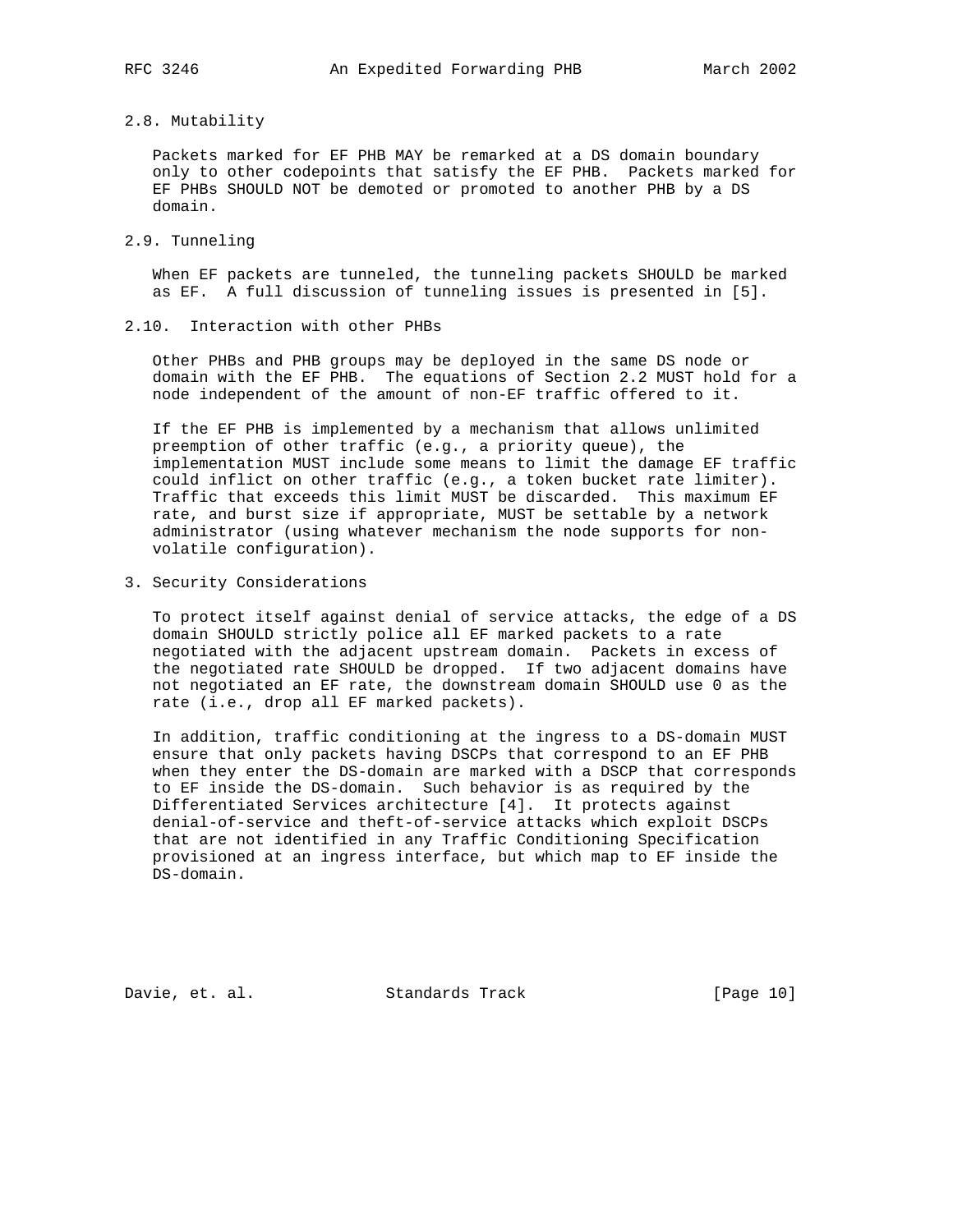### 2.8. Mutability

Packets marked for EF PHB MAY be remarked at a DS domain boundary only to other codepoints that satisfy the EF PHB. Packets marked for EF PHBs SHOULD NOT be demoted or promoted to another PHB by a DS domain.

### 2.9. Tunneling

When EF packets are tunneled, the tunneling packets SHOULD be marked as EF. A full discussion of tunneling issues is presented in [5].

### 2.10. Interaction with other PHBs

Other PHBs and PHB groups may be deployed in the same DS node or domain with the EF PHB. The equations of Section 2.2 MUST hold for a node independent of the amount of non-EF traffic offered to it.

If the EF PHB is implemented by a mechanism that allows unlimited preemption of other traffic (e.g., a priority queue), the implementation MUST include some means to limit the damage EF traffic could inflict on other traffic (e.g., a token bucket rate limiter). Traffic that exceeds this limit MUST be discarded. This maximum EF rate, and burst size if appropriate, MUST be settable by a network administrator (using whatever mechanism the node supports for non-volatile configuration).

## 3. Security Considerations

To protect itself against denial of service attacks, the edge of a DS domain SHOULD strictly police all EF marked packets to a rate negotiated with the adjacent upstream domain. Packets in excess of the negotiated rate SHOULD be dropped. If two adjacent domains have not negotiated an EF rate, the downstream domain SHOULD use 0 as the rate (i.e., drop all EF marked packets).

In addition, traffic conditioning at the ingress to a DS-domain MUST ensure that only packets having DSCPs that correspond to an EF PHB when they enter the DS-domain are marked with a DSCP that corresponds to EF inside the DS-domain. Such behavior is as required by the Differentiated Services architecture [4]. It protects against denial-of-service and theft-of-service attacks which exploit DSCPs that are not identified in any Traffic Conditioning Specification provisioned at an ingress interface, but which map to EF inside the DS-domain.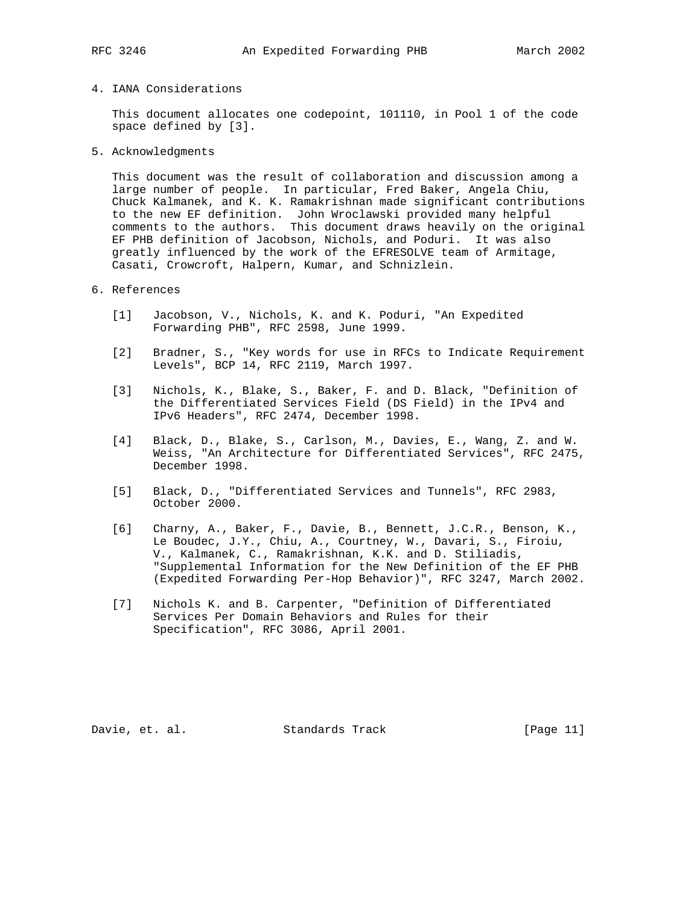## 4. IANA Considerations

This document allocates one codepoint, 101110, in Pool 1 of the code space defined by [3].

## 5. Acknowledgments

This document was the result of collaboration and discussion among a large number of people. In particular, Fred Baker, Angela Chiu, Chuck Kalmanek, and K. K. Ramakrishnan made significant contributions to the new EF definition. John Wroclawski provided many helpful comments to the authors. This document draws heavily on the original EF PHB definition of Jacobson, Nichols, and Poduri. It was also greatly influenced by the work of the EFRESOLVE team of Armitage, Casati, Crowcroft, Halpern, Kumar, and Schnizlein.

## 6. References

[1] Jacobson, V., Nichols, K. and K. Poduri, "An Expedited Forwarding PHB", RFC 2598, June 1999.

[2] Bradner, S., "Key words for use in RFCs to Indicate Requirement Levels", BCP 14, RFC 2119, March 1997.

[3] Nichols, K., Blake, S., Baker, F. and D. Black, "Definition of the Differentiated Services Field (DS Field) in the IPv4 and IPv6 Headers", RFC 2474, December 1998.

[4] Black, D., Blake, S., Carlson, M., Davies, E., Wang, Z. and W. Weiss, "An Architecture for Differentiated Services", RFC 2475, December 1998.

[5] Black, D., "Differentiated Services and Tunnels", RFC 2983, October 2000.

[6] Charny, A., Baker, F., Davie, B., Bennett, J.C.R., Benson, K., Le Boudec, J.Y., Chiu, A., Courtney, W., Davari, S., Firoiu, V., Kalmanek, C., Ramakrishnan, K.K. and D. Stiliadis, "Supplemental Information for the New Definition of the EF PHB (Expedited Forwarding Per-Hop Behavior)", RFC 3247, March 2002.

[7] Nichols K. and B. Carpenter, "Definition of Differentiated Services Per Domain Behaviors and Rules for their Specification", RFC 3086, April 2001.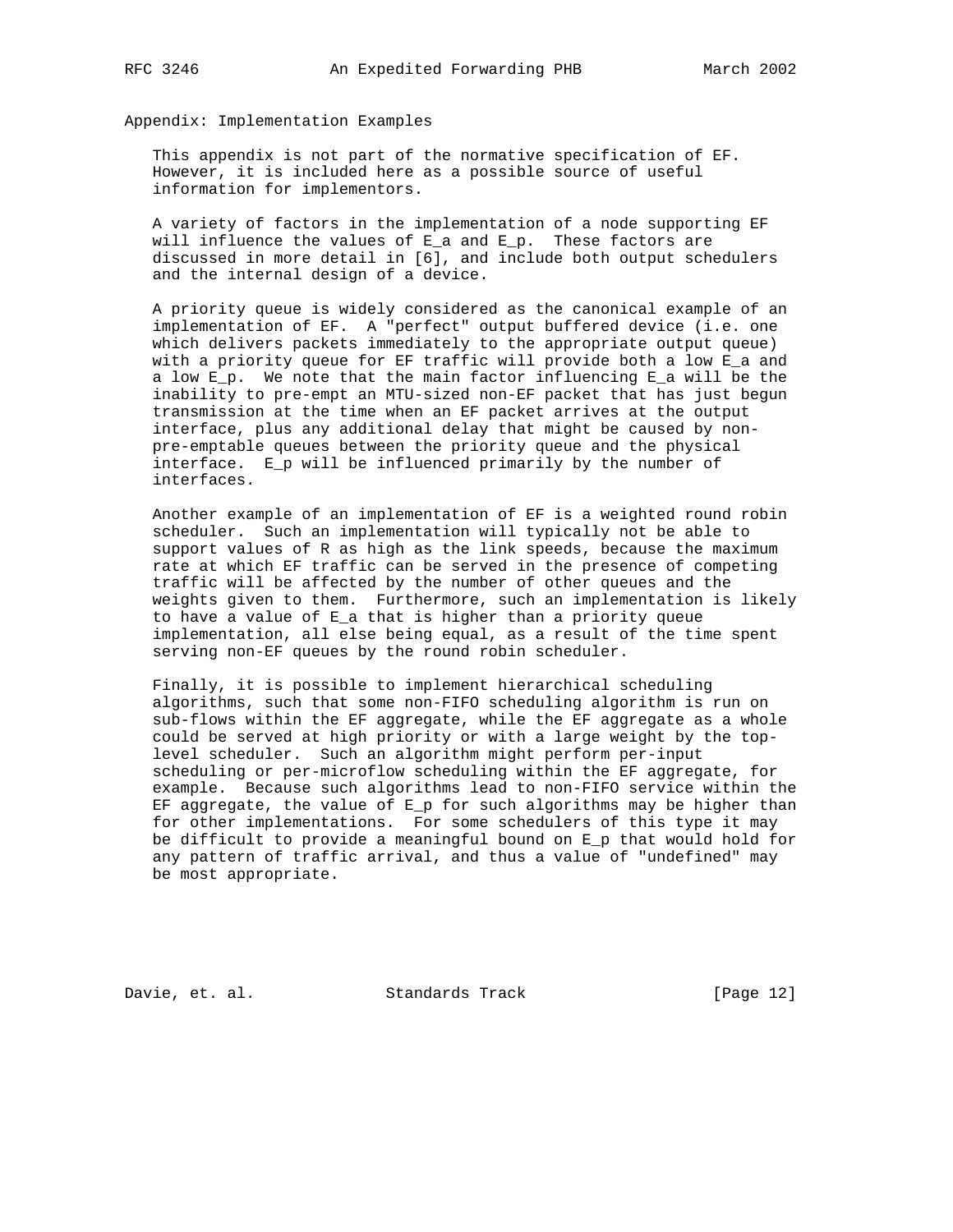## Appendix: Implementation Examples

This appendix is not part of the normative specification of EF. However, it is included here as a possible source of useful information for implementors.

A variety of factors in the implementation of a node supporting EF will influence the values of $E_a$ and $E_p$. These factors are discussed in more detail in [6], and include both output schedulers and the internal design of a device.

A priority queue is widely considered as the canonical example of an implementation of EF. A "perfect" output buffered device (i.e. one which delivers packets immediately to the appropriate output queue) with a priority queue for EF traffic will provide both a low $E_a$ and a low $E_p$. We note that the main factor influencing $E_a$ will be the inability to pre-empt an MTU-sized non-EF packet that has just begun transmission at the time when an EF packet arrives at the output interface, plus any additional delay that might be caused by non-pre-emptable queues between the priority queue and the physical interface. $E_p$ will be influenced primarily by the number of interfaces.

Another example of an implementation of EF is a weighted round robin scheduler. Such an implementation will typically not be able to support values of R as high as the link speeds, because the maximum rate at which EF traffic can be served in the presence of competing traffic will be affected by the number of other queues and the weights given to them. Furthermore, such an implementation is likely to have a value of $E_a$ that is higher than a priority queue implementation, all else being equal, as a result of the time spent serving non-EF queues by the round robin scheduler.

Finally, it is possible to implement hierarchical scheduling algorithms, such that some non-FIFO scheduling algorithm is run on sub-flows within the EF aggregate, while the EF aggregate as a whole could be served at high priority or with a large weight by the top-level scheduler. Such an algorithm might perform per-input scheduling or per-microflow scheduling within the EF aggregate, for example. Because such algorithms lead to non-FIFO service within the EF aggregate, the value of $E_p$ for such algorithms may be higher than for other implementations. For some schedulers of this type it may be difficult to provide a meaningful bound on $E_p$ that would hold for any pattern of traffic arrival, and thus a value of "undefined" may be most appropriate.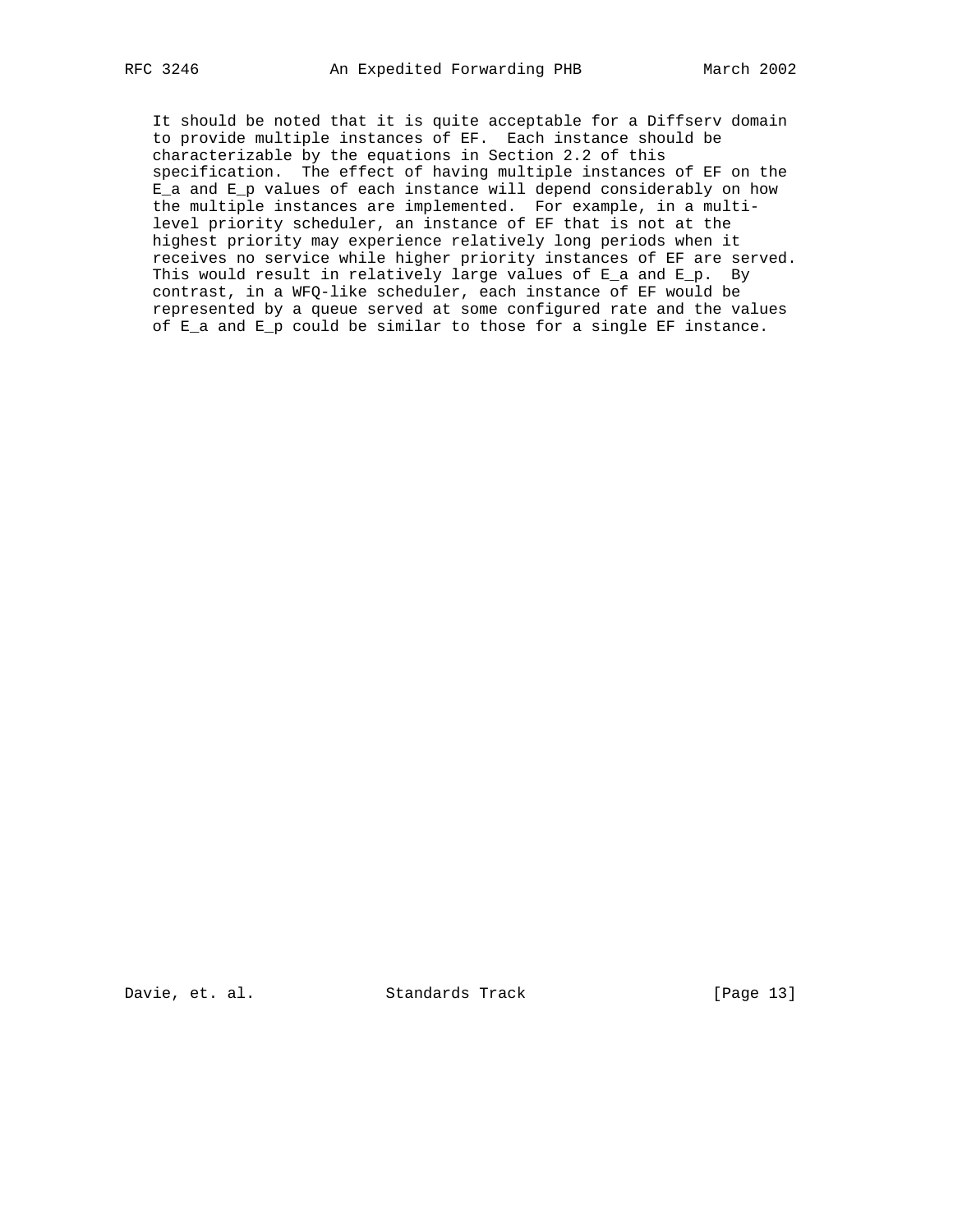It should be noted that it is quite acceptable for a Diffserv domain to provide multiple instances of EF. Each instance should be characterizable by the equations in Section 2.2 of this specification. The effect of having multiple instances of EF on the $E_a$ and $E_p$ values of each instance will depend considerably on how the multiple instances are implemented. For example, in a multi-level priority scheduler, an instance of EF that is not at the highest priority may experience relatively long periods when it receives no service while higher priority instances of EF are served. This would result in relatively large values of $E_a$ and $E_p$. By contrast, in a WFQ-like scheduler, each instance of EF would be represented by a queue served at some configured rate and the values of $E_a$ and $E_p$ could be similar to those for a single EF instance.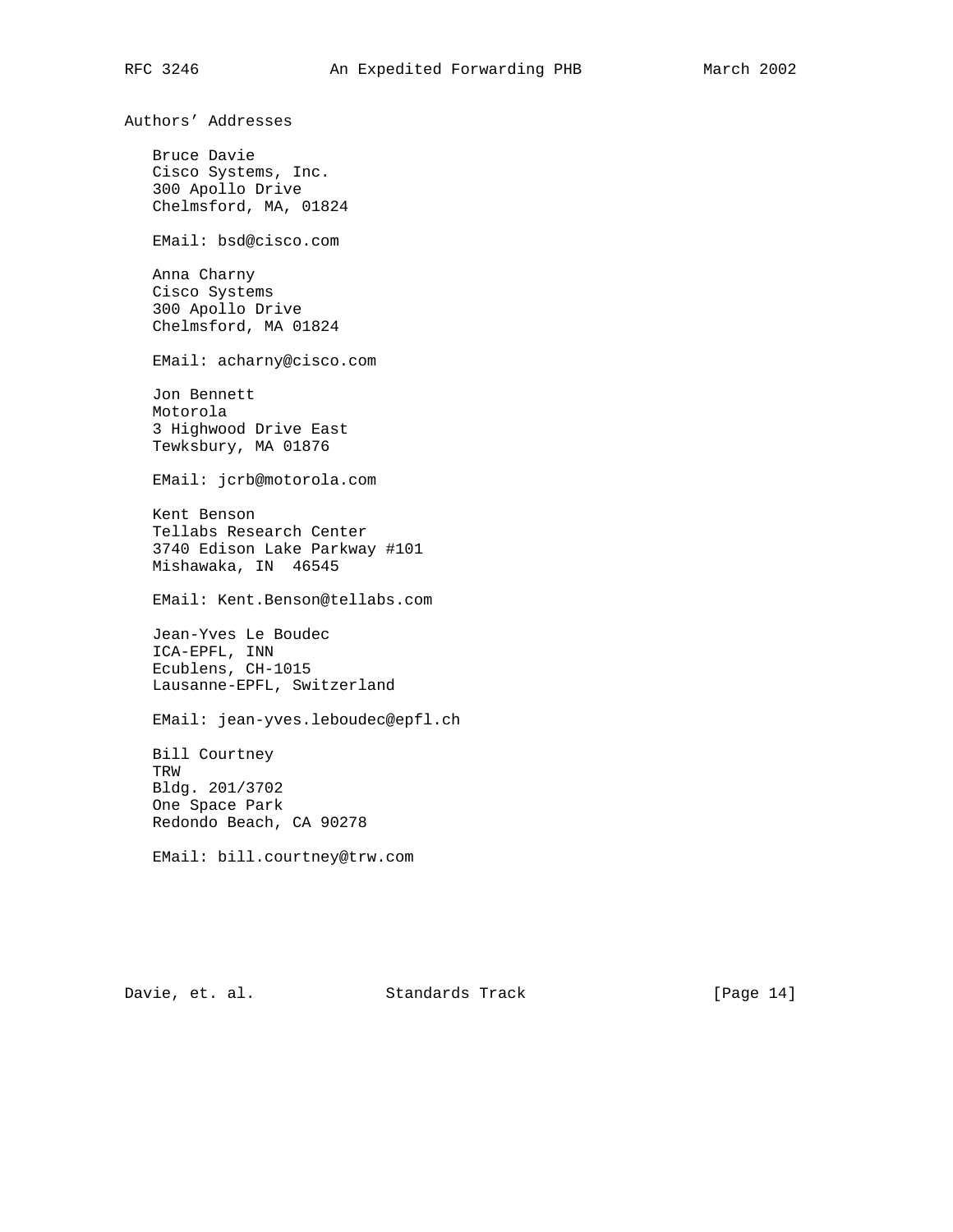## Authors' Addresses

Bruce Davie
Cisco Systems, Inc.
300 Apollo Drive
Chelmsford, MA, 01824

EMail: bsd@cisco.com

Anna Charny
Cisco Systems
300 Apollo Drive
Chelmsford, MA 01824

EMail: acharny@cisco.com

Jon Bennett
Motorola
3 Highwood Drive East
Tewksbury, MA 01876

EMail: jcrb@motorola.com

Kent Benson
Tellabs Research Center
3740 Edison Lake Parkway #101
Mishawaka, IN 46545

EMail: Kent.Benson@tellabs.com

Jean-Yves Le Boudec
ICA-EPFL, INN
Ecublens, CH-1015
Lausanne-EPFL, Switzerland

EMail: jean-yves.leboudec@epfl.ch

Bill Courtney
TRW
Bldg. 201/3702
One Space Park
Redondo Beach, CA 90278

EMail: bill.courtney@trw.com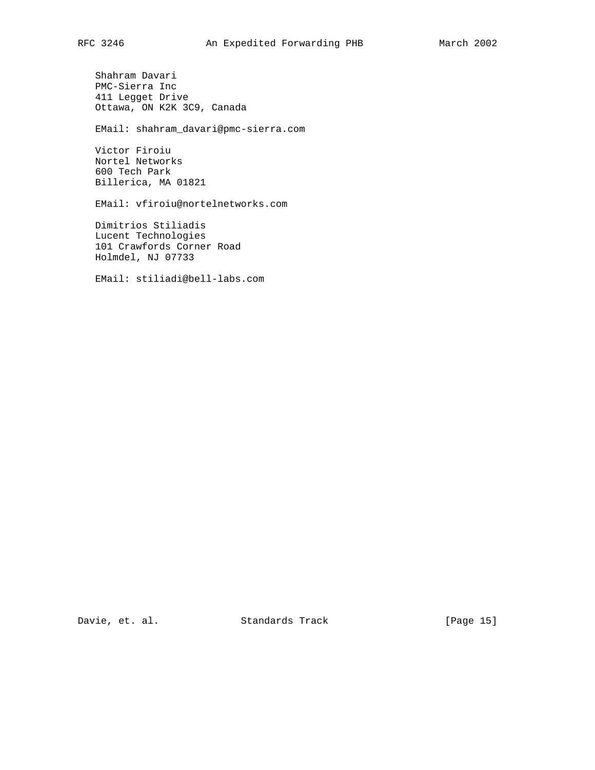Shahram Davari
PMC-Sierra Inc
411 Legget Drive
Ottawa, ON K2K 3C9, Canada

EMail: shahram_davari@pmc-sierra.com

Victor Firoiu
Nortel Networks
600 Tech Park
Billerica, MA 01821

EMail: vfiroiu@nortelnetworks.com

Dimitrios Stiliadis
Lucent Technologies
101 Crawfords Corner Road
Holmdel, NJ 07733

EMail: stiliadi@bell-labs.com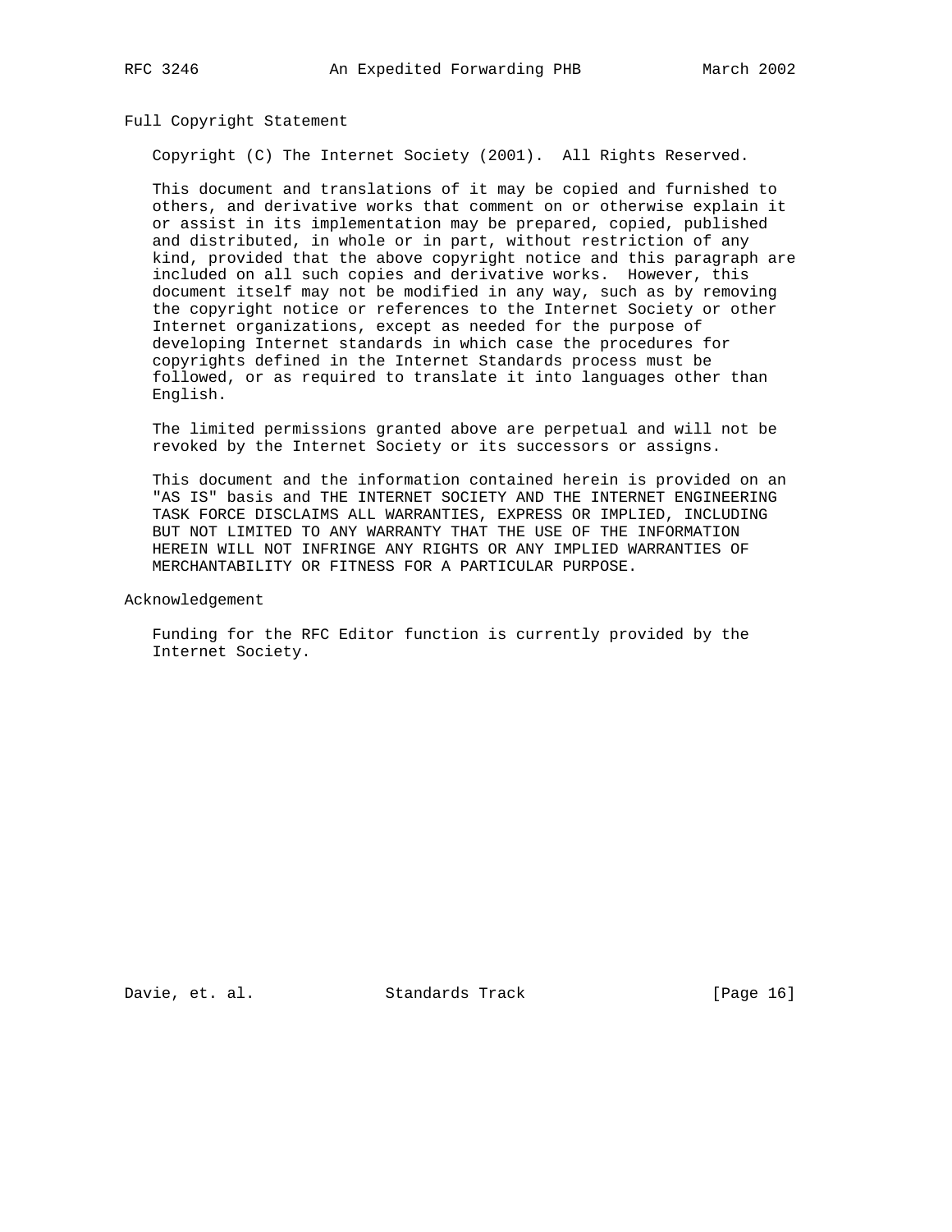## Full Copyright Statement

Copyright (C) The Internet Society (2001). All Rights Reserved.

This document and translations of it may be copied and furnished to others, and derivative works that comment on or otherwise explain it or assist in its implementation may be prepared, copied, published and distributed, in whole or in part, without restriction of any kind, provided that the above copyright notice and this paragraph are included on all such copies and derivative works. However, this document itself may not be modified in any way, such as by removing the copyright notice or references to the Internet Society or other Internet organizations, except as needed for the purpose of developing Internet standards in which case the procedures for copyrights defined in the Internet Standards process must be followed, or as required to translate it into languages other than English.

The limited permissions granted above are perpetual and will not be revoked by the Internet Society or its successors or assigns.

This document and the information contained herein is provided on an "AS IS" basis and THE INTERNET SOCIETY AND THE INTERNET ENGINEERING TASK FORCE DISCLAIMS ALL WARRANTIES, EXPRESS OR IMPLIED, INCLUDING BUT NOT LIMITED TO ANY WARRANTY THAT THE USE OF THE INFORMATION HEREIN WILL NOT INFRINGE ANY RIGHTS OR ANY IMPLIED WARRANTIES OF MERCHANTABILITY OR FITNESS FOR A PARTICULAR PURPOSE.

## Acknowledgement

Funding for the RFC Editor function is currently provided by the Internet Society.